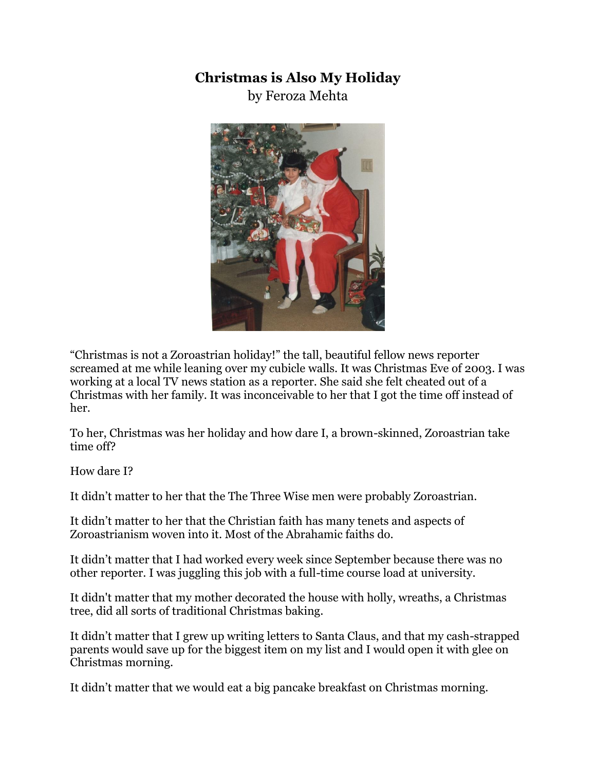# Christmas is Also My Holiday

by Feroza Mehta

“Christmas is not a Zoroastrian holiday!” the tall, beautiful fellow news reporter screamed at me while leaning over my cubicle walls. It was Christmas Eve of 2003. I was working at a local TV news station as a reporter. She said she felt cheated out of a Christmas with her family. It was inconceivable to her that I got the time off instead of her.

To her, Christmas was her holiday and how dare I, a brown-skinned, Zoroastrian take time off?

How dare I?

It didn’t matter to her that the The Three Wise men were probably Zoroastrian.

It didn’t matter to her that the Christian faith has many tenets and aspects of Zoroastrianism woven into it. Most of the Abrahamic faiths do.

It didn’t matter that I had worked every week since September because there was no other reporter. I was juggling this job with a full-time course load at university.

It didn't matter that my mother decorated the house with holly, wreaths, a Christmas tree, did all sorts of traditional Christmas baking.

It didn’t matter that I grew up writing letters to Santa Claus, and that my cash-strapped parents would save up for the biggest item on my list and I would open it with glee on Christmas morning.

It didn’t matter that we would eat a big pancake breakfast on Christmas morning.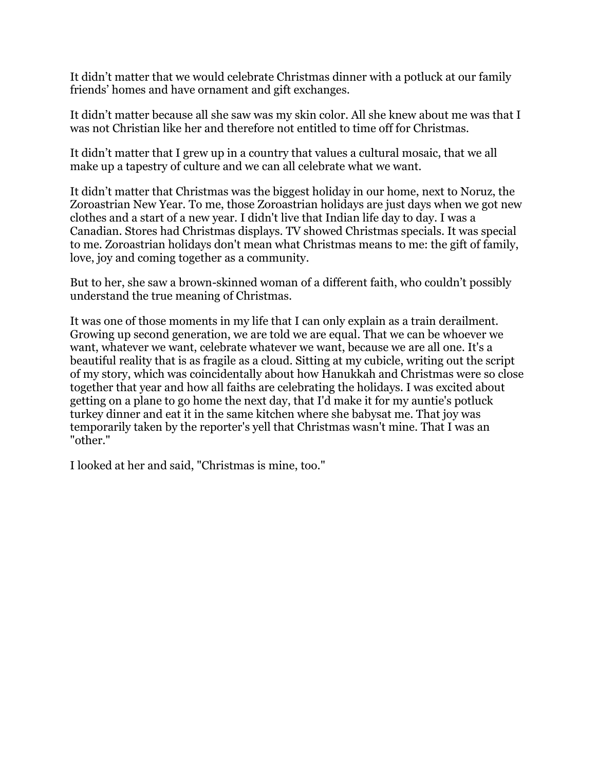It didn’t matter that we would celebrate Christmas dinner with a potluck at our family friends’ homes and have ornament and gift exchanges.

It didn’t matter because all she saw was my skin color. All she knew about me was that I was not Christian like her and therefore not entitled to time off for Christmas.

It didn’t matter that I grew up in a country that values a cultural mosaic, that we all make up a tapestry of culture and we can all celebrate what we want.

It didn’t matter that Christmas was the biggest holiday in our home, next to Noruz, the Zoroastrian New Year. To me, those Zoroastrian holidays are just days when we got new clothes and a start of a new year. I didn't live that Indian life day to day. I was a Canadian. Stores had Christmas displays. TV showed Christmas specials. It was special to me. Zoroastrian holidays don't mean what Christmas means to me: the gift of family, love, joy and coming together as a community.

But to her, she saw a brown-skinned woman of a different faith, who couldn’t possibly understand the true meaning of Christmas.

It was one of those moments in my life that I can only explain as a train derailment. Growing up second generation, we are told we are equal. That we can be whoever we want, whatever we want, celebrate whatever we want, because we are all one. It's a beautiful reality that is as fragile as a cloud. Sitting at my cubicle, writing out the script of my story, which was coincidentally about how Hanukkah and Christmas were so close together that year and how all faiths are celebrating the holidays. I was excited about getting on a plane to go home the next day, that I'd make it for my auntie's potluck turkey dinner and eat it in the same kitchen where she babysat me. That joy was temporarily taken by the reporter's yell that Christmas wasn't mine. That I was an "other."

I looked at her and said, "Christmas is mine, too."